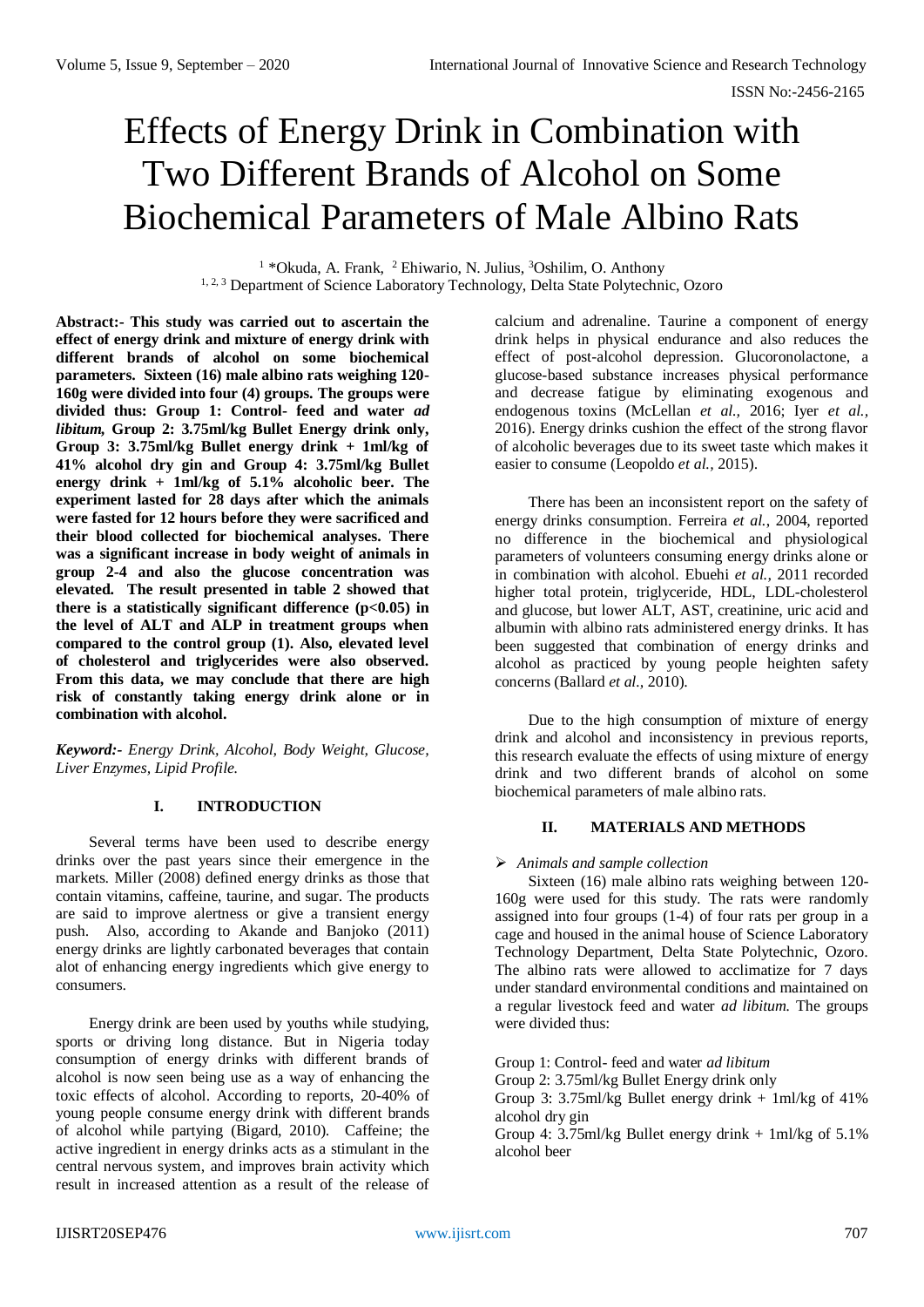# Effects of Energy Drink in Combination with Two Different Brands of Alcohol on Some Biochemical Parameters of Male Albino Rats

[1] *Okuda, A. Frank, [2] Ehiwario, N. Julius, [3]Oshilim, O. Anthony

[1, 2, 3] Department of Science Laboratory Technology, Delta State Polytechnic, Ozoro

**Abstract:- This study was carried out to ascertain the effect of energy drink and mixture of energy drink with different brands of alcohol on some biochemical parameters. Sixteen (16) male albino rats weighing 120-160g were divided into four (4) groups. The groups were divided thus: Group 1: Control- feed and water *ad libitum,* Group 2: 3.75ml/kg Bullet Energy drink only, Group 3: 3.75ml/kg Bullet energy drink + 1ml/kg of 41% alcohol dry gin and Group 4: 3.75ml/kg Bullet energy drink + 1ml/kg of 5.1% alcoholic beer. The experiment lasted for 28 days after which the animals were fasted for 12 hours before they were sacrificed and their blood collected for biochemical analyses. There was a significant increase in body weight of animals in group 2-4 and also the glucose concentration was elevated. The result presented in table 2 showed that there is a statistically significant difference ($p<0.05$) in the level of ALT and ALP in treatment groups when compared to the control group (1). Also, elevated level of cholesterol and triglycerides were also observed. From this data, we may conclude that there are high risk of constantly taking energy drink alone or in combination with alcohol.**

***Keyword:-*** *Energy Drink, Alcohol, Body Weight, Glucose, Liver Enzymes, Lipid Profile.*

## I. INTRODUCTION

Several terms have been used to describe energy drinks over the past years since their emergence in the markets. Miller (2008) defined energy drinks as those that contain vitamins, caffeine, taurine, and sugar. The products are said to improve alertness or give a transient energy push. Also, according to Akande and Banjoko (2011) energy drinks are lightly carbonated beverages that contain alot of enhancing energy ingredients which give energy to consumers.

Energy drink are been used by youths while studying, sports or driving long distance. But in Nigeria today consumption of energy drinks with different brands of alcohol is now seen being use as a way of enhancing the toxic effects of alcohol. According to reports, 20-40% of young people consume energy drink with different brands of alcohol while partying (Bigard, 2010). Caffeine; the active ingredient in energy drinks acts as a stimulant in the central nervous system, and improves brain activity which result in increased attention as a result of the release of calcium and adrenaline. Taurine a component of energy drink helps in physical endurance and also reduces the effect of post-alcohol depression. Glucoronolactone, a glucose-based substance increases physical performance and decrease fatigue by eliminating exogenous and endogenous toxins (McLellan *et al.,* 2016; Iyer *et al.,* 2016). Energy drinks cushion the effect of the strong flavor of alcoholic beverages due to its sweet taste which makes it easier to consume (Leopoldo *et al.,* 2015).

There has been an inconsistent report on the safety of energy drinks consumption. Ferreira *et al.,* 2004, reported no difference in the biochemical and physiological parameters of volunteers consuming energy drinks alone or in combination with alcohol. Ebuehi *et al.,* 2011 recorded higher total protein, triglyceride, HDL, LDL-cholesterol and glucose, but lower ALT, AST, creatinine, uric acid and albumin with albino rats administered energy drinks. It has been suggested that combination of energy drinks and alcohol as practiced by young people heighten safety concerns (Ballard *et al.,* 2010).

Due to the high consumption of mixture of energy drink and alcohol and inconsistency in previous reports, this research evaluate the effects of using mixture of energy drink and two different brands of alcohol on some biochemical parameters of male albino rats.

## II. MATERIALS AND METHODS

➢ *Animals and sample collection*

Sixteen (16) male albino rats weighing between 120-160g were used for this study. The rats were randomly assigned into four groups (1-4) of four rats per group in a cage and housed in the animal house of Science Laboratory Technology Department, Delta State Polytechnic, Ozoro. The albino rats were allowed to acclimatize for 7 days under standard environmental conditions and maintained on a regular livestock feed and water *ad libitum.* The groups were divided thus:

Group 1: Control- feed and water *ad libitum*
Group 2: 3.75ml/kg Bullet Energy drink only
Group 3: 3.75ml/kg Bullet energy drink + 1ml/kg of 41% alcohol dry gin
Group 4: 3.75ml/kg Bullet energy drink + 1ml/kg of 5.1% alcohol beer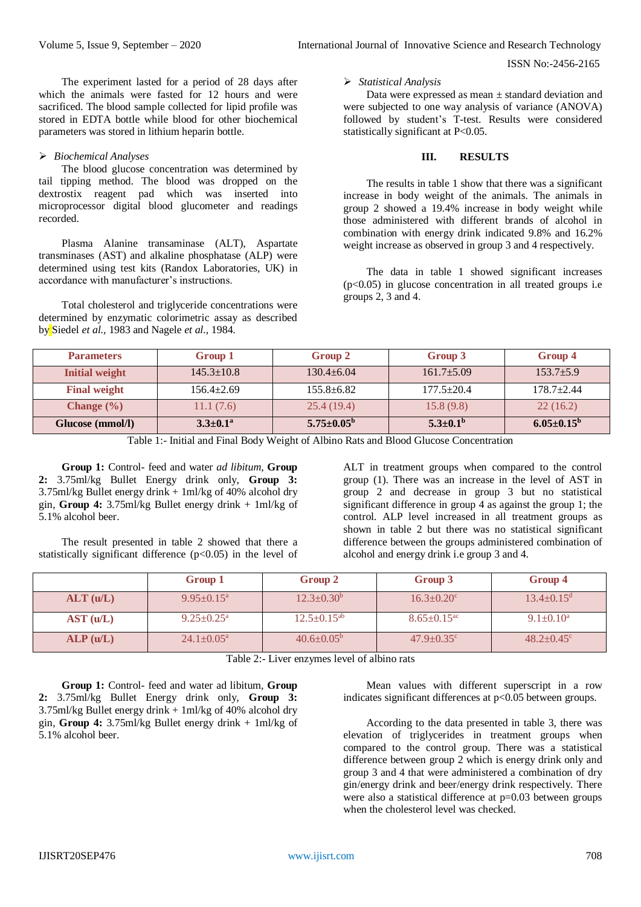The experiment lasted for a period of 28 days after which the animals were fasted for 12 hours and were sacrificed. The blood sample collected for lipid profile was stored in EDTA bottle while blood for other biochemical parameters was stored in lithium heparin bottle.

➢ *Biochemical Analyses*

The blood glucose concentration was determined by tail tipping method. The blood was dropped on the dextrostix reagent pad which was inserted into microprocessor digital blood glucometer and readings recorded.

Plasma Alanine transaminase (ALT), Aspartate transminases (AST) and alkaline phosphatase (ALP) were determined using test kits (Randox Laboratories, UK) in accordance with manufacturer's instructions.

Total cholesterol and triglyceride concentrations were determined by enzymatic colorimetric assay as described by Siedel *et al.*, 1983 and Nagele *et al.*, 1984.

➢ *Statistical Analysis*

Data were expressed as mean ± standard deviation and were subjected to one way analysis of variance (ANOVA) followed by student's T-test. Results were considered statistically significant at P<0.05.

## III. RESULTS

The results in table 1 show that there was a significant increase in body weight of the animals. The animals in group 2 showed a 19.4% increase in body weight while those administered with different brands of alcohol in combination with energy drink indicated 9.8% and 16.2% weight increase as observed in group 3 and 4 respectively.

The data in table 1 showed significant increases (p<0.05) in glucose concentration in all treated groups i.e groups 2, 3 and 4.

| Parameters | Group 1 | Group 2 | Group 3 | Group 4 |
|---|---|---|---|---|
| **Initial weight** | 145.3±10.8 | 130.4±6.04 | 161.7±5.09 | 153.7±5.9 |
| **Final weight** | 156.4±2.69 | 155.8±6.82 | 177.5±20.4 | 178.7±2.44 |
| **Change (%)** | 11.1 (7.6) | 25.4 (19.4) | 15.8 (9.8) | 22 (16.2) |
| **Glucose (mmol/l)** | **3.3±0.1$^{a}$** | **5.75±0.05$^{b}$** | **5.3±0.1$^{b}$** | **6.05±0.15$^{b}$** |

Table 1:- Initial and Final Body Weight of Albino Rats and Blood Glucose Concentration

**Group 1:** Control- feed and water *ad libitum*, **Group 2:** 3.75ml/kg Bullet Energy drink only, **Group 3:** 3.75ml/kg Bullet energy drink + 1ml/kg of 40% alcohol dry gin, **Group 4:** 3.75ml/kg Bullet energy drink + 1ml/kg of 5.1% alcohol beer.

The result presented in table 2 showed that there a statistically significant difference (p<0.05) in the level of ALT in treatment groups when compared to the control group (1). There was an increase in the level of AST in group 2 and decrease in group 3 but no statistical significant difference in group 4 as against the group 1; the control. ALP level increased in all treatment groups as shown in table 2 but there was no statistical significant difference between the groups administered combination of alcohol and energy drink i.e group 3 and 4.

| | Group 1 | Group 2 | Group 3 | Group 4 |
|---|---|---|---|---|
| **ALT (u/L)** | 9.95±0.15$^{a}$ | 12.3±0.30$^{b}$ | 16.3±0.20$^{c}$ | 13.4±0.15$^{d}$ |
| **AST (u/L)** | 9.25±0.25$^{a}$ | 12.5±0.15$^{ab}$ | 8.65±0.15$^{ac}$ | 9.1±0.10$^{a}$ |
| **ALP (u/L)** | 24.1±0.05$^{a}$ | 40.6±0.05$^{b}$ | 47.9±0.35$^{c}$ | 48.2±0.45$^{c}$ |

Table 2:- Liver enzymes level of albino rats

**Group 1:** Control- feed and water ad libitum, **Group 2:** 3.75ml/kg Bullet Energy drink only, **Group 3:** 3.75ml/kg Bullet energy drink + 1ml/kg of 40% alcohol dry gin, **Group 4:** 3.75ml/kg Bullet energy drink + 1ml/kg of 5.1% alcohol beer.

Mean values with different superscript in a row indicates significant differences at p<0.05 between groups.

According to the data presented in table 3, there was elevation of triglycerides in treatment groups when compared to the control group. There was a statistical difference between group 2 which is energy drink only and group 3 and 4 that were administered a combination of dry gin/energy drink and beer/energy drink respectively. There were also a statistical difference at p=0.03 between groups when the cholesterol level was checked.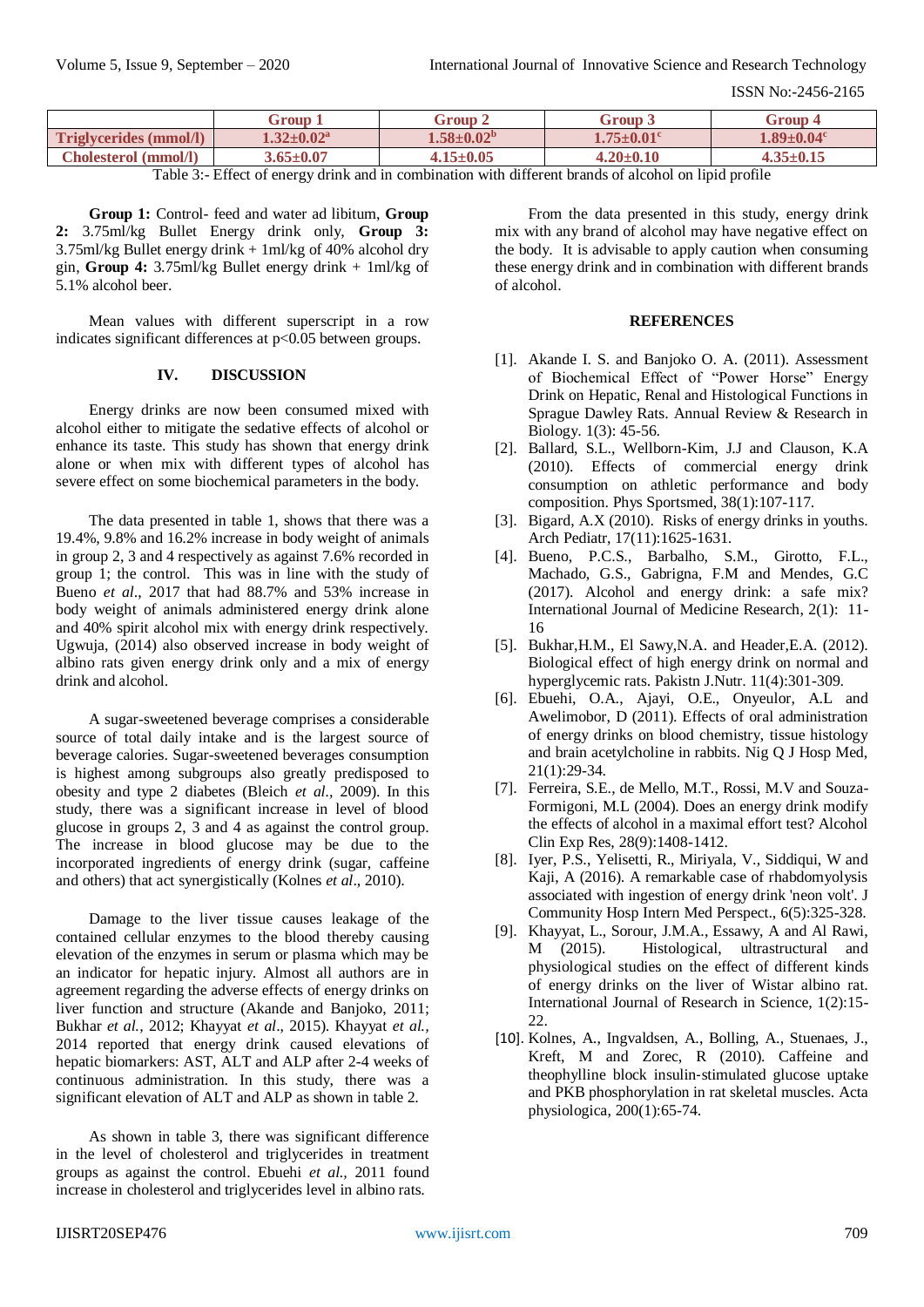| | Group 1 | Group 2 | Group 3 | Group 4 |
|---|---|---|---|---|
| **Triglycerides (mmol/l)** | **1.32±0.02[a]** | **1.58±0.02[b]** | **1.75±0.01[c]** | **1.89±0.04[c]** |
| **Cholesterol (mmol/l)** | **3.65±0.07** | **4.15±0.05** | **4.20±0.10** | **4.35±0.15** |

Table 3:- Effect of energy drink and in combination with different brands of alcohol on lipid profile

**Group 1:** Control- feed and water ad libitum, **Group 2:** 3.75ml/kg Bullet Energy drink only, **Group 3:** 3.75ml/kg Bullet energy drink + 1ml/kg of 40% alcohol dry gin, **Group 4:** 3.75ml/kg Bullet energy drink + 1ml/kg of 5.1% alcohol beer.

Mean values with different superscript in a row indicates significant differences at $p<0.05$ between groups.

## IV. DISCUSSION

Energy drinks are now been consumed mixed with alcohol either to mitigate the sedative effects of alcohol or enhance its taste. This study has shown that energy drink alone or when mix with different types of alcohol has severe effect on some biochemical parameters in the body.

The data presented in table 1, shows that there was a 19.4%, 9.8% and 16.2% increase in body weight of animals in group 2, 3 and 4 respectively as against 7.6% recorded in group 1; the control. This was in line with the study of Bueno *et al*., 2017 that had 88.7% and 53% increase in body weight of animals administered energy drink alone and 40% spirit alcohol mix with energy drink respectively. Ugwuja, (2014) also observed increase in body weight of albino rats given energy drink only and a mix of energy drink and alcohol.

A sugar-sweetened beverage comprises a considerable source of total daily intake and is the largest source of beverage calories. Sugar-sweetened beverages consumption is highest among subgroups also greatly predisposed to obesity and type 2 diabetes (Bleich *et al*., 2009). In this study, there was a significant increase in level of blood glucose in groups 2, 3 and 4 as against the control group. The increase in blood glucose may be due to the incorporated ingredients of energy drink (sugar, caffeine and others) that act synergistically (Kolnes *et al*., 2010).

Damage to the liver tissue causes leakage of the contained cellular enzymes to the blood thereby causing elevation of the enzymes in serum or plasma which may be an indicator for hepatic injury. Almost all authors are in agreement regarding the adverse effects of energy drinks on liver function and structure (Akande and Banjoko, 2011; Bukhar *et al.,* 2012; Khayyat *et al*., 2015). Khayyat *et al.,* 2014 reported that energy drink caused elevations of hepatic biomarkers: AST, ALT and ALP after 2-4 weeks of continuous administration. In this study, there was a significant elevation of ALT and ALP as shown in table 2.

As shown in table 3, there was significant difference in the level of cholesterol and triglycerides in treatment groups as against the control. Ebuehi *et al.,* 2011 found increase in cholesterol and triglycerides level in albino rats.

From the data presented in this study, energy drink mix with any brand of alcohol may have negative effect on the body. It is advisable to apply caution when consuming these energy drink and in combination with different brands of alcohol.

## REFERENCES

[1]. Akande I. S. and Banjoko O. A. (2011). Assessment of Biochemical Effect of "Power Horse" Energy Drink on Hepatic, Renal and Histological Functions in Sprague Dawley Rats. Annual Review & Research in Biology. 1(3): 45-56.

[2]. Ballard, S.L., Wellborn-Kim, J.J and Clauson, K.A (2010). Effects of commercial energy drink consumption on athletic performance and body composition. Phys Sportsmed, 38(1):107-117.

[3]. Bigard, A.X (2010). Risks of energy drinks in youths. Arch Pediatr, 17(11):1625-1631.

[4]. Bueno, P.C.S., Barbalho, S.M., Girotto, F.L., Machado, G.S., Gabrigna, F.M and Mendes, G.C (2017). Alcohol and energy drink: a safe mix? International Journal of Medicine Research, 2(1): 11-16

[5]. Bukhar,H.M., El Sawy,N.A. and Header,E.A. (2012). Biological effect of high energy drink on normal and hyperglycemic rats. Pakistn J.Nutr. 11(4):301-309.

[6]. Ebuehi, O.A., Ajayi, O.E., Onyeulor, A.L and Awelimobor, D (2011). Effects of oral administration of energy drinks on blood chemistry, tissue histology and brain acetylcholine in rabbits. Nig Q J Hosp Med, 21(1):29-34.

[7]. Ferreira, S.E., de Mello, M.T., Rossi, M.V and Souza-Formigoni, M.L (2004). Does an energy drink modify the effects of alcohol in a maximal effort test? Alcohol Clin Exp Res, 28(9):1408-1412.

[8]. Iyer, P.S., Yelisetti, R., Miriyala, V., Siddiqui, W and Kaji, A (2016). A remarkable case of rhabdomyolysis associated with ingestion of energy drink 'neon volt'. J Community Hosp Intern Med Perspect., 6(5):325-328.

[9]. Khayyat, L., Sorour, J.M.A., Essawy, A and Al Rawi, M (2015). Histological, ultrastructural and physiological studies on the effect of different kinds of energy drinks on the liver of Wistar albino rat. International Journal of Research in Science, 1(2):15-22.

[10]. Kolnes, A., Ingvaldsen, A., Bolling, A., Stuenaes, J., Kreft, M and Zorec, R (2010). Caffeine and theophylline block insulin-stimulated glucose uptake and PKB phosphorylation in rat skeletal muscles. Acta physiologica, 200(1):65-74.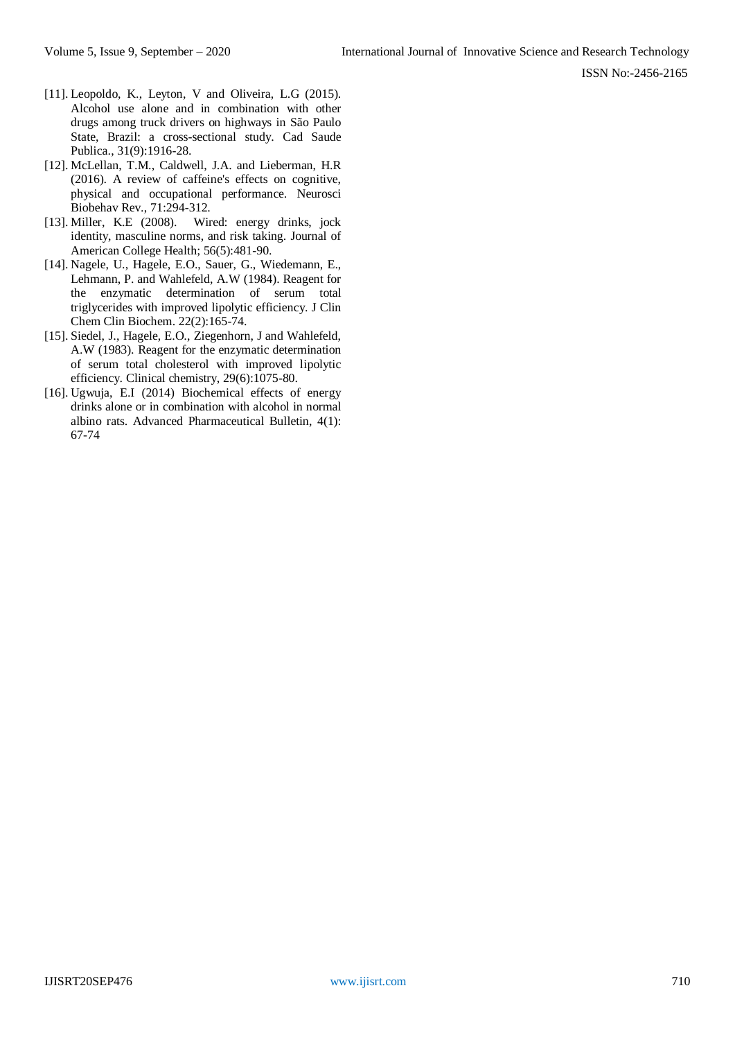[11]. Leopoldo, K., Leyton, V and Oliveira, L.G (2015). Alcohol use alone and in combination with other drugs among truck drivers on highways in São Paulo State, Brazil: a cross-sectional study. Cad Saude Publica., 31(9):1916-28.

[12]. McLellan, T.M., Caldwell, J.A. and Lieberman, H.R (2016). A review of caffeine's effects on cognitive, physical and occupational performance. Neurosci Biobehav Rev., 71:294-312.

[13]. Miller, K.E (2008). Wired: energy drinks, jock identity, masculine norms, and risk taking. Journal of American College Health; 56(5):481-90.

[14]. Nagele, U., Hagele, E.O., Sauer, G., Wiedemann, E., Lehmann, P. and Wahlefeld, A.W (1984). Reagent for the enzymatic determination of serum total triglycerides with improved lipolytic efficiency. J Clin Chem Clin Biochem. 22(2):165-74.

[15]. Siedel, J., Hagele, E.O., Ziegenhorn, J and Wahlefeld, A.W (1983). Reagent for the enzymatic determination of serum total cholesterol with improved lipolytic efficiency. Clinical chemistry, 29(6):1075-80.

[16]. Ugwuja, E.I (2014) Biochemical effects of energy drinks alone or in combination with alcohol in normal albino rats. Advanced Pharmaceutical Bulletin, 4(1): 67-74